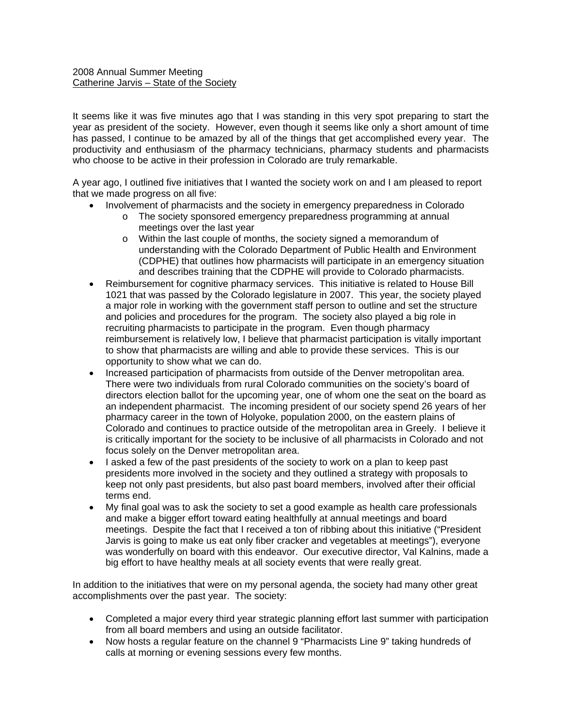2008 Annual Summer Meeting
Catherine Jarvis – State of the Society

It seems like it was five minutes ago that I was standing in this very spot preparing to start the year as president of the society. However, even though it seems like only a short amount of time has passed, I continue to be amazed by all of the things that get accomplished every year. The productivity and enthusiasm of the pharmacy technicians, pharmacy students and pharmacists who choose to be active in their profession in Colorado are truly remarkable.

A year ago, I outlined five initiatives that I wanted the society work on and I am pleased to report that we made progress on all five:

- Involvement of pharmacists and the society in emergency preparedness in Colorado
    - The society sponsored emergency preparedness programming at annual meetings over the last year
    - Within the last couple of months, the society signed a memorandum of understanding with the Colorado Department of Public Health and Environment (CDPHE) that outlines how pharmacists will participate in an emergency situation and describes training that the CDPHE will provide to Colorado pharmacists.
- Reimbursement for cognitive pharmacy services. This initiative is related to House Bill 1021 that was passed by the Colorado legislature in 2007. This year, the society played a major role in working with the government staff person to outline and set the structure and policies and procedures for the program. The society also played a big role in recruiting pharmacists to participate in the program. Even though pharmacy reimbursement is relatively low, I believe that pharmacist participation is vitally important to show that pharmacists are willing and able to provide these services. This is our opportunity to show what we can do.
- Increased participation of pharmacists from outside of the Denver metropolitan area. There were two individuals from rural Colorado communities on the society's board of directors election ballot for the upcoming year, one of whom one the seat on the board as an independent pharmacist. The incoming president of our society spend 26 years of her pharmacy career in the town of Holyoke, population 2000, on the eastern plains of Colorado and continues to practice outside of the metropolitan area in Greely. I believe it is critically important for the society to be inclusive of all pharmacists in Colorado and not focus solely on the Denver metropolitan area.
- I asked a few of the past presidents of the society to work on a plan to keep past presidents more involved in the society and they outlined a strategy with proposals to keep not only past presidents, but also past board members, involved after their official terms end.
- My final goal was to ask the society to set a good example as health care professionals and make a bigger effort toward eating healthfully at annual meetings and board meetings. Despite the fact that I received a ton of ribbing about this initiative ("President Jarvis is going to make us eat only fiber cracker and vegetables at meetings"), everyone was wonderfully on board with this endeavor. Our executive director, Val Kalnins, made a big effort to have healthy meals at all society events that were really great.

In addition to the initiatives that were on my personal agenda, the society had many other great accomplishments over the past year. The society:

- Completed a major every third year strategic planning effort last summer with participation from all board members and using an outside facilitator.
- Now hosts a regular feature on the channel 9 "Pharmacists Line 9" taking hundreds of calls at morning or evening sessions every few months.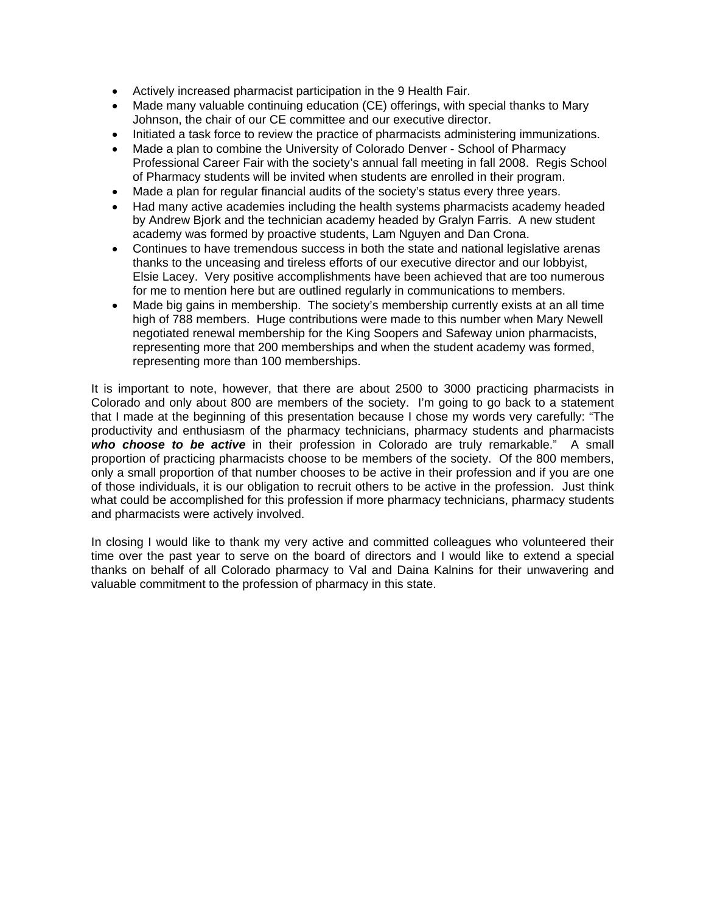- Actively increased pharmacist participation in the 9 Health Fair.
- Made many valuable continuing education (CE) offerings, with special thanks to Mary Johnson, the chair of our CE committee and our executive director.
- Initiated a task force to review the practice of pharmacists administering immunizations.
- Made a plan to combine the University of Colorado Denver - School of Pharmacy Professional Career Fair with the society's annual fall meeting in fall 2008. Regis School of Pharmacy students will be invited when students are enrolled in their program.
- Made a plan for regular financial audits of the society's status every three years.
- Had many active academies including the health systems pharmacists academy headed by Andrew Bjork and the technician academy headed by Gralyn Farris. A new student academy was formed by proactive students, Lam Nguyen and Dan Crona.
- Continues to have tremendous success in both the state and national legislative arenas thanks to the unceasing and tireless efforts of our executive director and our lobbyist, Elsie Lacey. Very positive accomplishments have been achieved that are too numerous for me to mention here but are outlined regularly in communications to members.
- Made big gains in membership. The society's membership currently exists at an all time high of 788 members. Huge contributions were made to this number when Mary Newell negotiated renewal membership for the King Soopers and Safeway union pharmacists, representing more that 200 memberships and when the student academy was formed, representing more than 100 memberships.

It is important to note, however, that there are about 2500 to 3000 practicing pharmacists in Colorado and only about 800 are members of the society. I'm going to go back to a statement that I made at the beginning of this presentation because I chose my words very carefully: "The productivity and enthusiasm of the pharmacy technicians, pharmacy students and pharmacists ***who choose to be active*** in their profession in Colorado are truly remarkable." A small proportion of practicing pharmacists choose to be members of the society. Of the 800 members, only a small proportion of that number chooses to be active in their profession and if you are one of those individuals, it is our obligation to recruit others to be active in the profession. Just think what could be accomplished for this profession if more pharmacy technicians, pharmacy students and pharmacists were actively involved.

In closing I would like to thank my very active and committed colleagues who volunteered their time over the past year to serve on the board of directors and I would like to extend a special thanks on behalf of all Colorado pharmacy to Val and Daina Kalnins for their unwavering and valuable commitment to the profession of pharmacy in this state.